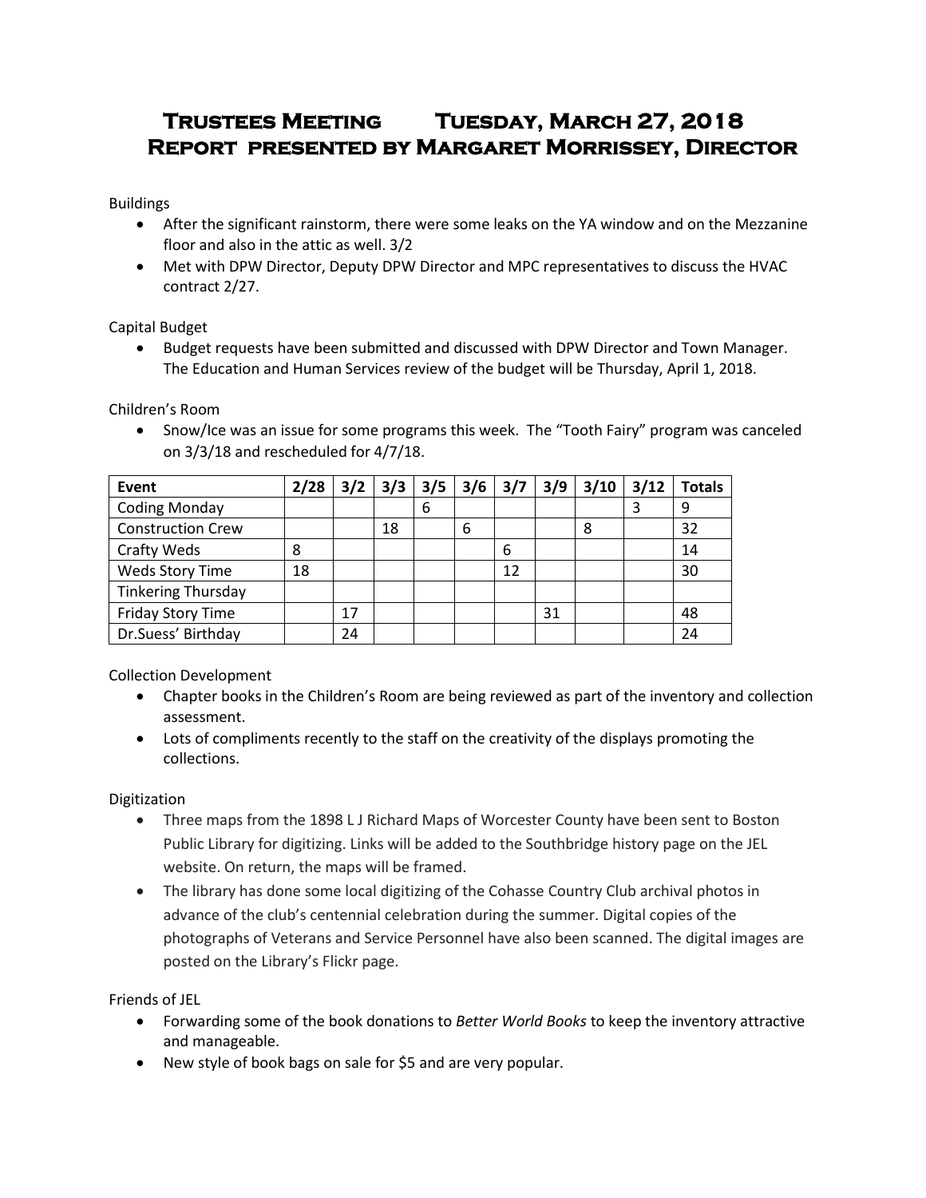# Trustees Meeting Tuesday, March 27, 2018
# Report presented by Margaret Morrissey, Director

Buildings

- After the significant rainstorm, there were some leaks on the YA window and on the Mezzanine floor and also in the attic as well. 3/2
- Met with DPW Director, Deputy DPW Director and MPC representatives to discuss the HVAC contract 2/27.

Capital Budget

- Budget requests have been submitted and discussed with DPW Director and Town Manager. The Education and Human Services review of the budget will be Thursday, April 1, 2018.

Children's Room

- Snow/Ice was an issue for some programs this week. The "Tooth Fairy" program was canceled on 3/3/18 and rescheduled for 4/7/18.

| Event | 2/28 | 3/2 | 3/3 | 3/5 | 3/6 | 3/7 | 3/9 | 3/10 | 3/12 | Totals |
|---|---|---|---|---|---|---|---|---|---|---|
| Coding Monday | | | | 6 | | | | | 3 | 9 |
| Construction Crew | | | 18 | | 6 | | | 8 | | 32 |
| Crafty Weds | 8 | | | | | 6 | | | | 14 |
| Weds Story Time | 18 | | | | | 12 | | | | 30 |
| Tinkering Thursday | | | | | | | | | | |
| Friday Story Time | | 17 | | | | | 31 | | | 48 |
| Dr.Suess' Birthday | | 24 | | | | | | | | 24 |

Collection Development

- Chapter books in the Children's Room are being reviewed as part of the inventory and collection assessment.
- Lots of compliments recently to the staff on the creativity of the displays promoting the collections.

Digitization

- Three maps from the 1898 L J Richard Maps of Worcester County have been sent to Boston Public Library for digitizing. Links will be added to the Southbridge history page on the JEL website. On return, the maps will be framed.
- The library has done some local digitizing of the Cohasse Country Club archival photos in advance of the club's centennial celebration during the summer. Digital copies of the photographs of Veterans and Service Personnel have also been scanned. The digital images are posted on the Library's Flickr page.

Friends of JEL

- Forwarding some of the book donations to *Better World Books* to keep the inventory attractive and manageable.
- New style of book bags on sale for $5 and are very popular.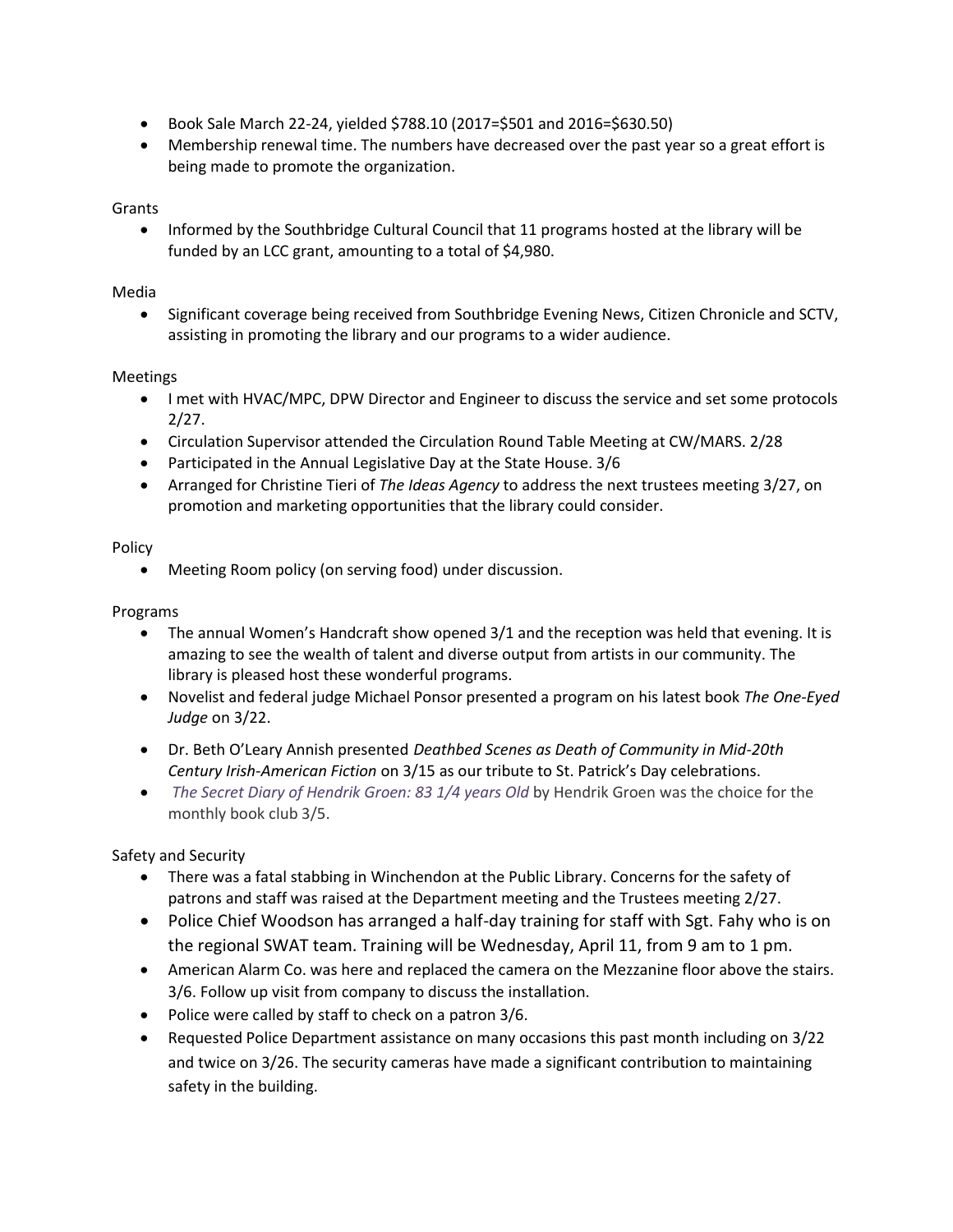- Book Sale March 22-24, yielded $788.10 (2017=$501 and 2016=$630.50)
- Membership renewal time. The numbers have decreased over the past year so a great effort is being made to promote the organization.

Grants

- Informed by the Southbridge Cultural Council that 11 programs hosted at the library will be funded by an LCC grant, amounting to a total of $4,980.

Media

- Significant coverage being received from Southbridge Evening News, Citizen Chronicle and SCTV, assisting in promoting the library and our programs to a wider audience.

Meetings

- I met with HVAC/MPC, DPW Director and Engineer to discuss the service and set some protocols 2/27.
- Circulation Supervisor attended the Circulation Round Table Meeting at CW/MARS. 2/28
- Participated in the Annual Legislative Day at the State House. 3/6
- Arranged for Christine Tieri of *The Ideas Agency* to address the next trustees meeting 3/27, on promotion and marketing opportunities that the library could consider.

Policy

- Meeting Room policy (on serving food) under discussion.

Programs

- The annual Women's Handcraft show opened 3/1 and the reception was held that evening. It is amazing to see the wealth of talent and diverse output from artists in our community. The library is pleased host these wonderful programs.
- Novelist and federal judge Michael Ponsor presented a program on his latest book *The One-Eyed Judge* on 3/22.
- Dr. Beth O'Leary Annish presented *Deathbed Scenes as Death of Community in Mid-20th Century Irish-American Fiction* on 3/15 as our tribute to St. Patrick's Day celebrations.
- *The Secret Diary of Hendrik Groen: 83 1/4 years Old* by Hendrik Groen was the choice for the monthly book club 3/5.

Safety and Security

- There was a fatal stabbing in Winchendon at the Public Library. Concerns for the safety of patrons and staff was raised at the Department meeting and the Trustees meeting 2/27.
- Police Chief Woodson has arranged a half-day training for staff with Sgt. Fahy who is on the regional SWAT team. Training will be Wednesday, April 11, from 9 am to 1 pm.
- American Alarm Co. was here and replaced the camera on the Mezzanine floor above the stairs. 3/6. Follow up visit from company to discuss the installation.
- Police were called by staff to check on a patron 3/6.
- Requested Police Department assistance on many occasions this past month including on 3/22 and twice on 3/26. The security cameras have made a significant contribution to maintaining safety in the building.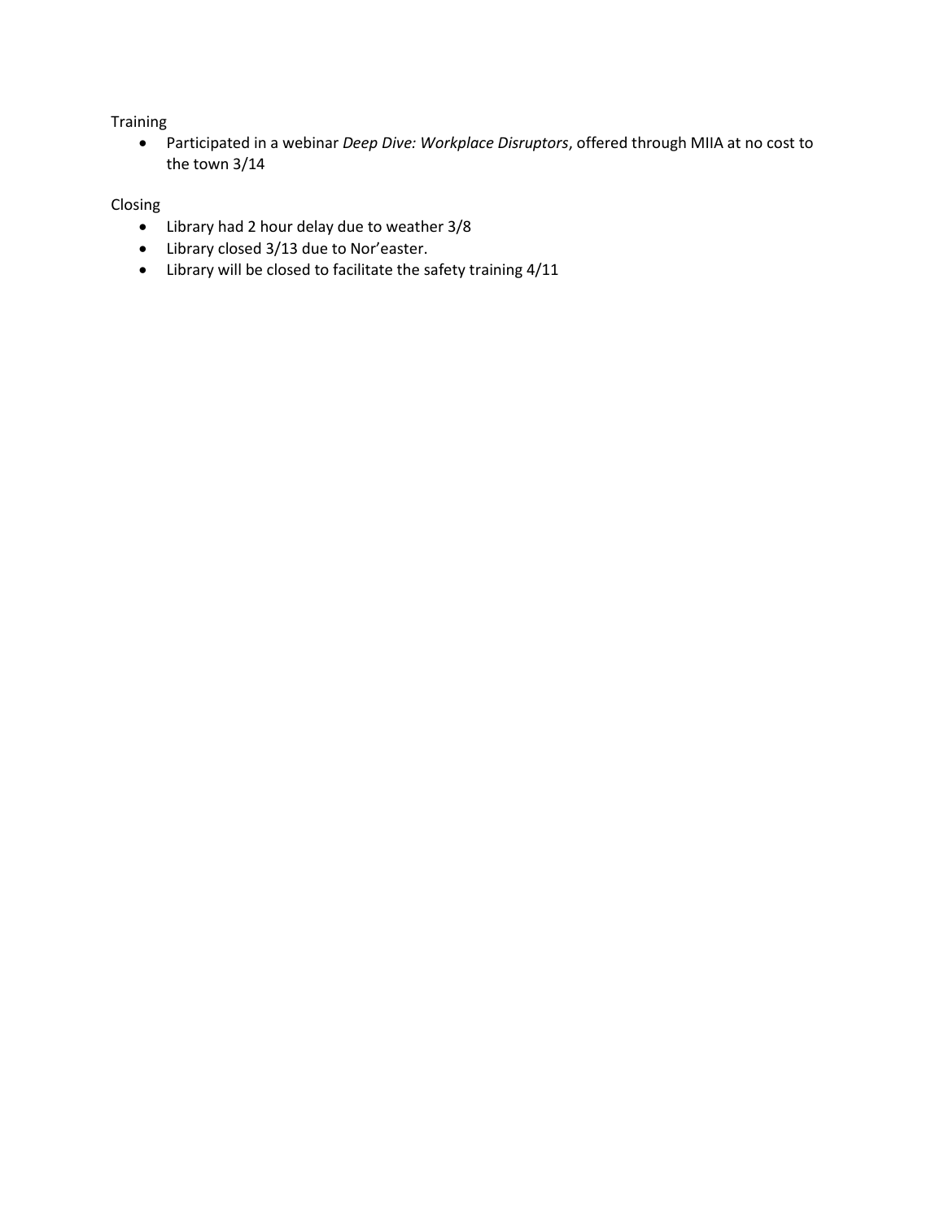Training

- Participated in a webinar *Deep Dive: Workplace Disruptors*, offered through MIIA at no cost to the town 3/14

Closing

- Library had 2 hour delay due to weather 3/8
- Library closed 3/13 due to Nor'easter.
- Library will be closed to facilitate the safety training 4/11